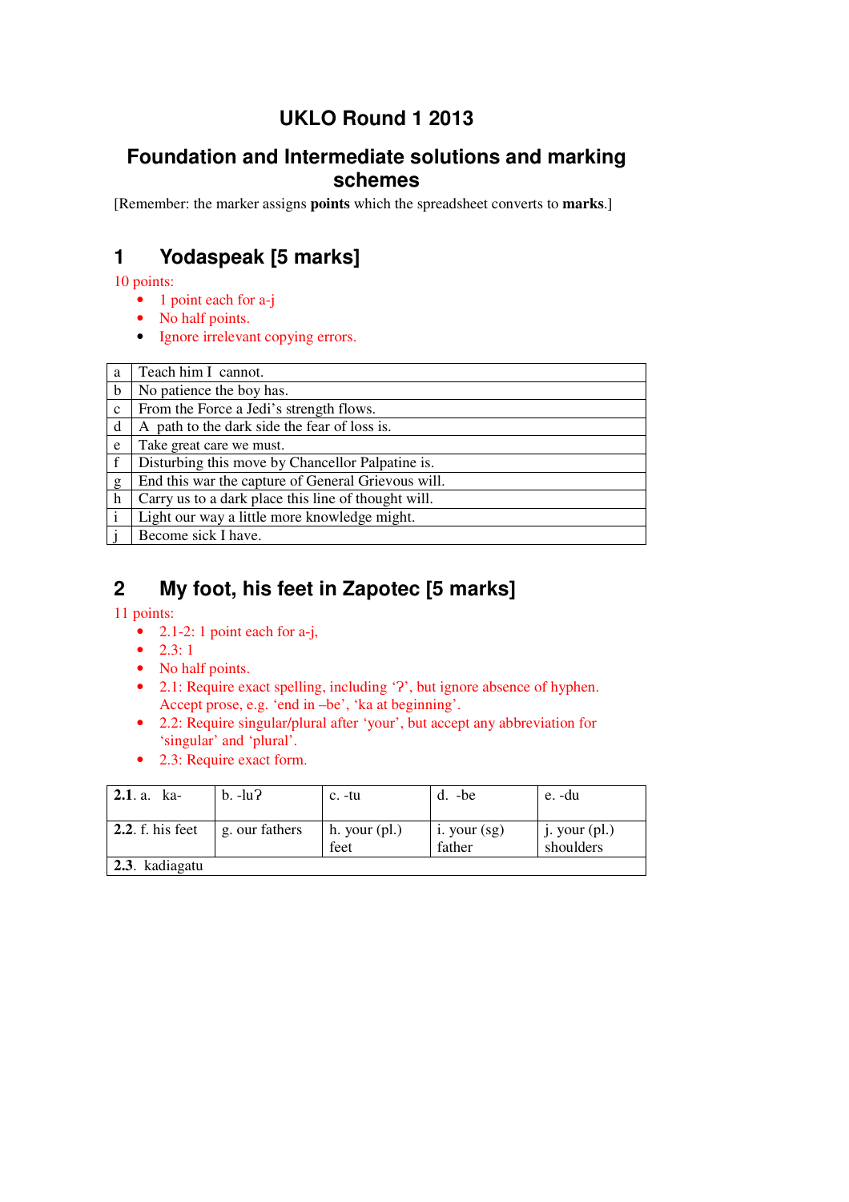# UKLO Round 1 2013

## Foundation and Intermediate solutions and marking schemes

[Remember: the marker assigns **points** which the spreadsheet converts to **marks**.]

## 1 Yodaspeak [5 marks]

10 points:

- 1 point each for a-j
- No half points.
- Ignore irrelevant copying errors.

| | |
|---|---|
| a | Teach him I cannot. |
| b | No patience the boy has. |
| c | From the Force a Jedi's strength flows. |
| d | A path to the dark side the fear of loss is. |
| e | Take great care we must. |
| f | Disturbing this move by Chancellor Palpatine is. |
| g | End this war the capture of General Grievous will. |
| h | Carry us to a dark place this line of thought will. |
| i | Light our way a little more knowledge might. |
| j | Become sick I have. |

## 2 My foot, his feet in Zapotec [5 marks]

11 points:

- 2.1-2: 1 point each for a-j,
- 2.3: 1
- No half points.
- 2.1: Require exact spelling, including 'ʔ', but ignore absence of hyphen. Accept prose, e.g. 'end in –be', 'ka at beginning'.
- 2.2: Require singular/plural after 'your', but accept any abbreviation for 'singular' and 'plural'.
- 2.3: Require exact form.

| | | | | |
|---|---|---|---|---|
| **2.1**. a. ka- | b. -luʔ | c. -tu | d. -be | e. -du |
| **2.2**. f. his feet | g. our fathers | h. your (pl.) feet | i. your (sg) father | j. your (pl.) shoulders |
| **2.3**. kadiagatu | | | | |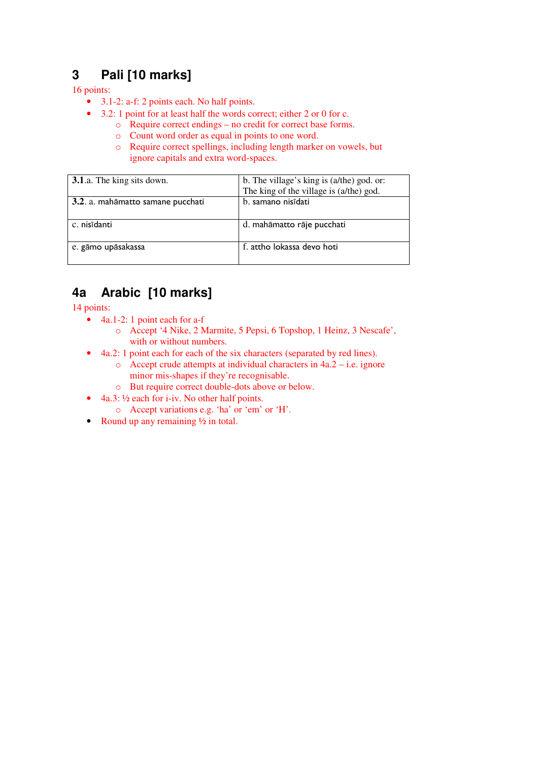## 3 Pali [10 marks]

16 points:

- 3.1-2: a-f: 2 points each. No half points.
- 3.2: 1 point for at least half the words correct; either 2 or 0 for c.
  - Require correct endings – no credit for correct base forms.
  - Count word order as equal in points to one word.
  - Require correct spellings, including length marker on vowels, but ignore capitals and extra word-spaces.

| | |
|---|---|
| **3.1**.a. The king sits down. | b. The village's king is (a/the) god. or: The king of the village is (a/the) god. |
| **3.2**. a. mahāmatto samane pucchati | b. samano nisīdati |
| c. nisīdanti | d. mahāmatto rāje pucchati |
| e. gāmo upāsakassa | f. attho lokassa devo hoti |

## 4a Arabic [10 marks]

14 points:

- 4a.1-2: 1 point each for a-f
  - Accept '4 Nike, 2 Marmite, 5 Pepsi, 6 Topshop, 1 Heinz, 3 Nescafe', with or without numbers.
- 4a.2: 1 point each for each of the six characters (separated by red lines).
  - Accept crude attempts at individual characters in 4a.2 – i.e. ignore minor mis-shapes if they're recognisable.
  - But require correct double-dots above or below.
- 4a.3: ½ each for i-iv. No other half points.
  - Accept variations e.g. 'ha' or 'em' or 'H'.
- Round up any remaining ½ in total.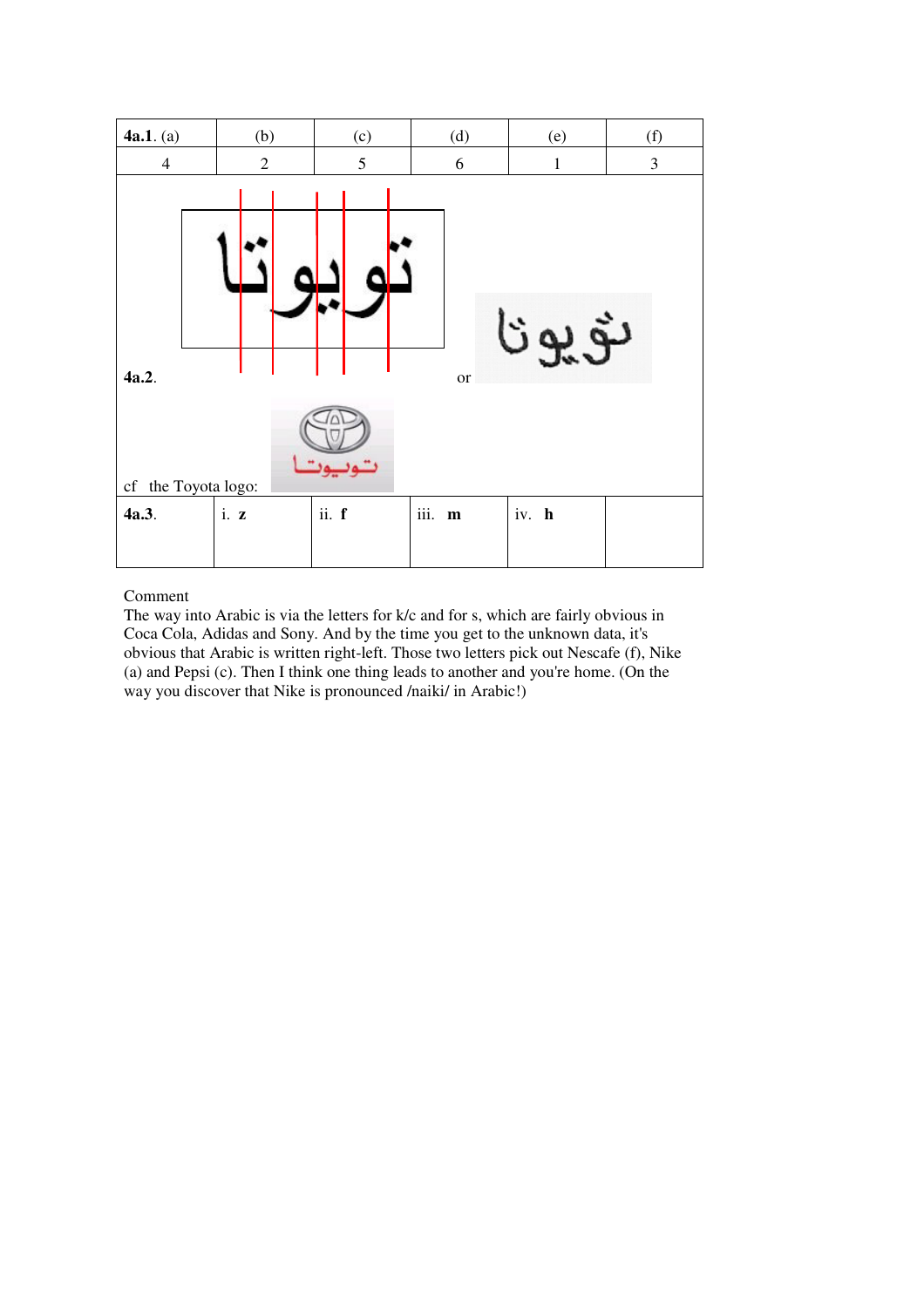| **4a.1.** (a) | (b) | (c) | (d) | (e) | (f) |
|---|---|---|---|---|---|
| 4 | 2 | 5 | 6 | 1 | 3 |

**4a.2.** تويوتا or تويوتا

cf the Toyota logo: تويوتا

| **4a.3.** | i. **z** | ii. **f** | iii. **m** | iv. **h** | |
|---|---|---|---|---|---|

Comment

The way into Arabic is via the letters for k/c and for s, which are fairly obvious in Coca Cola, Adidas and Sony. And by the time you get to the unknown data, it's obvious that Arabic is written right-left. Those two letters pick out Nescafe (f), Nike (a) and Pepsi (c). Then I think one thing leads to another and you're home. (On the way you discover that Nike is pronounced /naiki/ in Arabic!)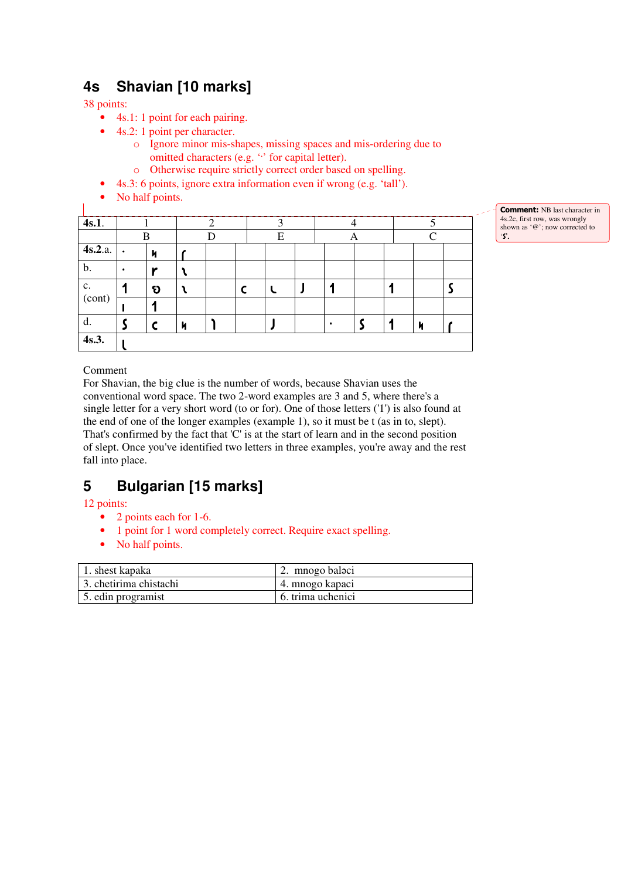## 4s Shavian [10 marks]

38 points:

- 4s.1: 1 point for each pairing.
- 4s.2: 1 point per character.
  - Ignore minor mis-shapes, missing spaces and mis-ordering due to omitted characters (e.g. '·' for capital letter).
  - Otherwise require strictly correct order based on spelling.
- 4s.3: 6 points, ignore extra information even if wrong (e.g. 'tall').
- No half points.

| 4s.1. | 1 | | 2 | | 3 | | 4 | | | 5 | | |
|---|---|---|---|---|---|---|---|---|---|---|---|---|
| | B | | D | | E | | A | | | C | | |
| 4s.2.a. | · | 𐑨 | 𐑯 | | | | | | | | | |
| b. | · | 𐑮 | 𐑛 | | | | | | | | | |
| c. (cont) | 𐑑 | 𐑵 | 𐑛 | | 𐑤 | 𐑻 | 𐑯 | 𐑑 | | 𐑑 | | 𐑕 |
| | 𐑦 | 𐑑 | | | | | | | | | | |
| d. | 𐑕 | 𐑤 | 𐑨 | 𐑐 | | 𐑯 | | · | 𐑕 | 𐑑 | 𐑨 | 𐑯 |
| 4s.3. | 𐑤 | | | | | | | | | | | |

Comment: NB last character in 4s.2c, first row, was wrongly shown as '@'; now corrected to '𐑕'.

Comment

For Shavian, the big clue is the number of words, because Shavian uses the conventional word space. The two 2-word examples are 3 and 5, where there's a single letter for a very short word (to or for). One of those letters ('1') is also found at the end of one of the longer examples (example 1), so it must be t (as in to, slept). That's confirmed by the fact that 'C' is at the start of learn and in the second position of slept. Once you've identified two letters in three examples, you're away and the rest fall into place.

## 5 Bulgarian [15 marks]

12 points:

- 2 points each for 1-6.
- 1 point for 1 word completely correct. Require exact spelling.
- No half points.

| | |
|---|---|
| 1. shest kapaka | 2. mnogo baləci |
| 3. chetirima chistachi | 4. mnogo kapaci |
| 5. edin programist | 6. trima uchenici |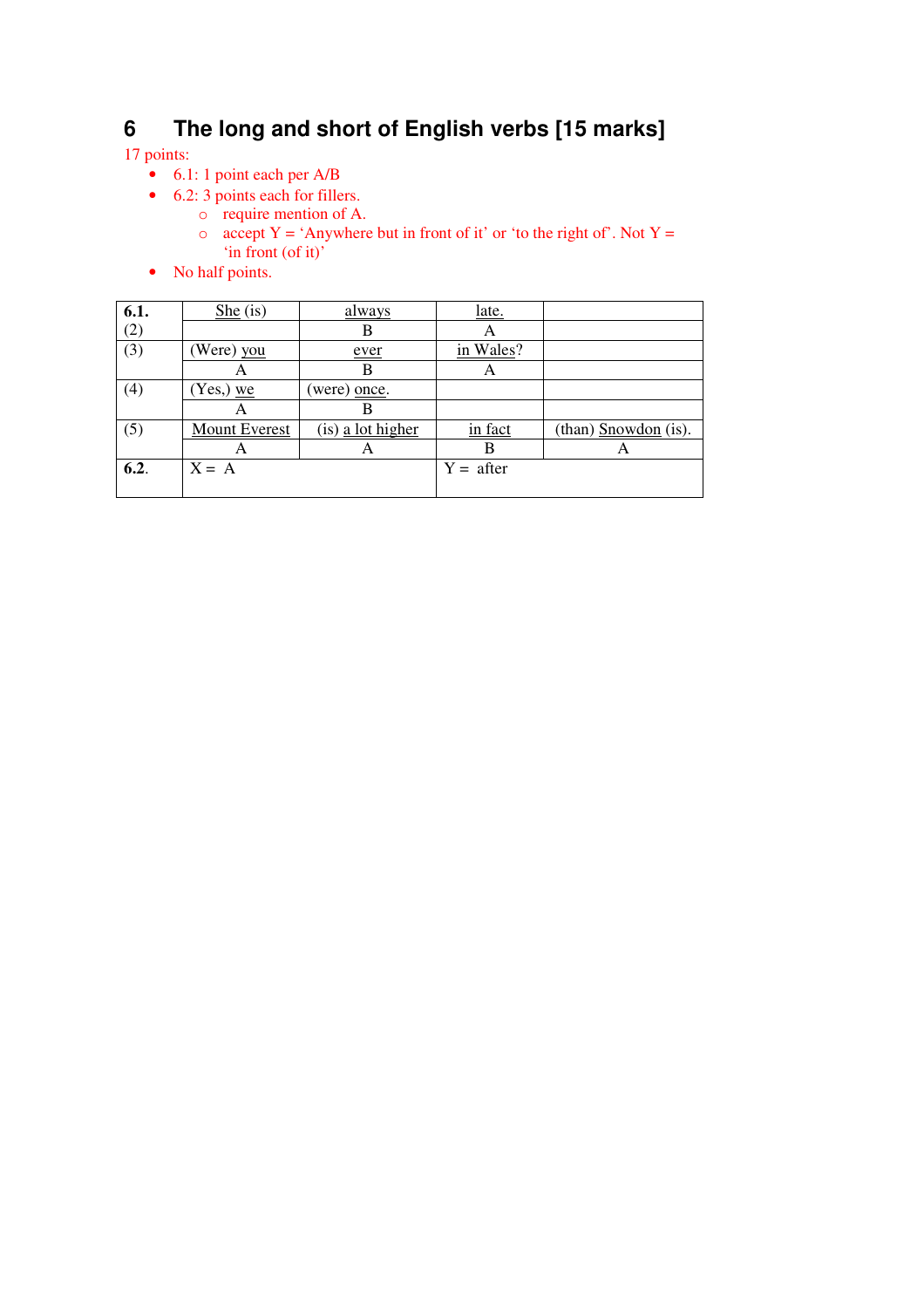# 6 The long and short of English verbs [15 marks]

17 points:

- 6.1: 1 point each per A/B
- 6.2: 3 points each for fillers.
  - require mention of A.
  - accept Y = 'Anywhere but in front of it' or 'to the right of'. Not Y = 'in front (of it)'
- No half points.

| **6.1.** | <u>She</u> (is) | <u>always</u> | <u>late.</u> | |
|---|---|---|---|---|
| (2) | | B | A | |
| (3) | (Were) <u>you</u> | <u>ever</u> | <u>in Wales</u>? | |
| | A | B | A | |
| (4) | (Yes,) <u>we</u> | (were) <u>once</u>. | | |
| | A | B | | |
| (5) | <u>Mount Everest</u> | (is) <u>a lot higher</u> | <u>in fact</u> | (than) <u>Snowdon</u> (is). |
| | A | A | B | A |
| **6.2**. | X = A | | Y = after | |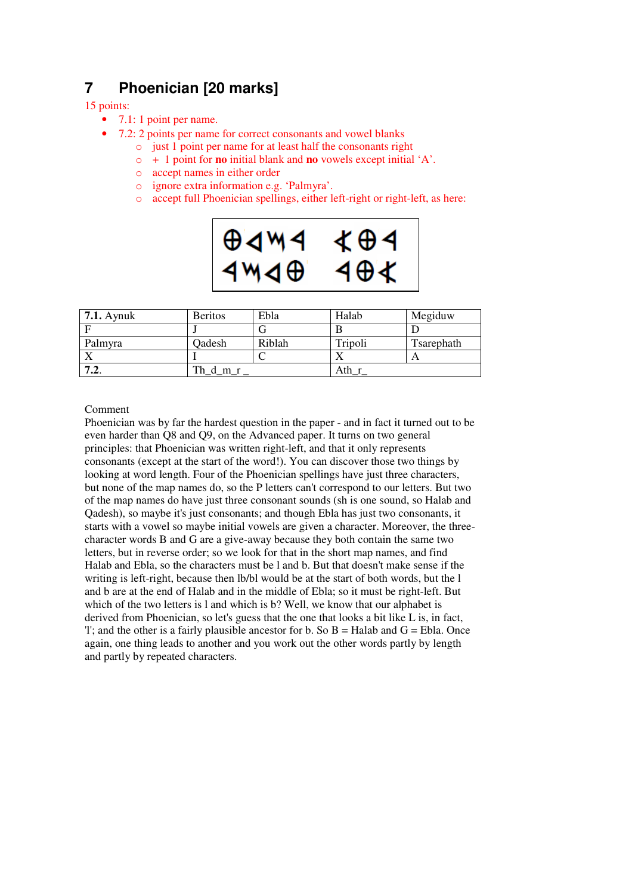## 7 Phoenician [20 marks]

15 points:

- 7.1: 1 point per name.
- 7.2: 2 points per name for correct consonants and vowel blanks
  - just 1 point per name for at least half the consonants right
  - + 1 point for **no** initial blank and **no** vowels except initial 'A'.
  - accept names in either order
  - ignore extra information e.g. 'Palmyra'.
  - accept full Phoenician spellings, either left-right or right-left, as here:

| | | | | |
|---|---|---|---|---|
| **7.1.** Aynuk | Beritos | Ebla | Halab | Megiduw |
| F | J | G | B | D |
| Palmyra | Qadesh | Riblah | Tripoli | Tsarephath |
| X | I | C | X | A |
| **7.2.** | Th_d_m_r_ | | Ath_r_ | |

Comment

Phoenician was by far the hardest question in the paper - and in fact it turned out to be even harder than Q8 and Q9, on the Advanced paper. It turns on two general principles: that Phoenician was written right-left, and that it only represents consonants (except at the start of the word!). You can discover those two things by looking at word length. Four of the Phoenician spellings have just three characters, but none of the map names do, so the P letters can't correspond to our letters. But two of the map names do have just three consonant sounds (sh is one sound, so Halab and Qadesh), so maybe it's just consonants; and though Ebla has just two consonants, it starts with a vowel so maybe initial vowels are given a character. Moreover, the three-character words B and G are a give-away because they both contain the same two letters, but in reverse order; so we look for that in the short map names, and find Halab and Ebla, so the characters must be l and b. But that doesn't make sense if the writing is left-right, because then lb/bl would be at the start of both words, but the l and b are at the end of Halab and in the middle of Ebla; so it must be right-left. But which of the two letters is l and which is b? Well, we know that our alphabet is derived from Phoenician, so let's guess that the one that looks a bit like L is, in fact, 'l'; and the other is a fairly plausible ancestor for b. So B = Halab and G = Ebla. Once again, one thing leads to another and you work out the other words partly by length and partly by repeated characters.